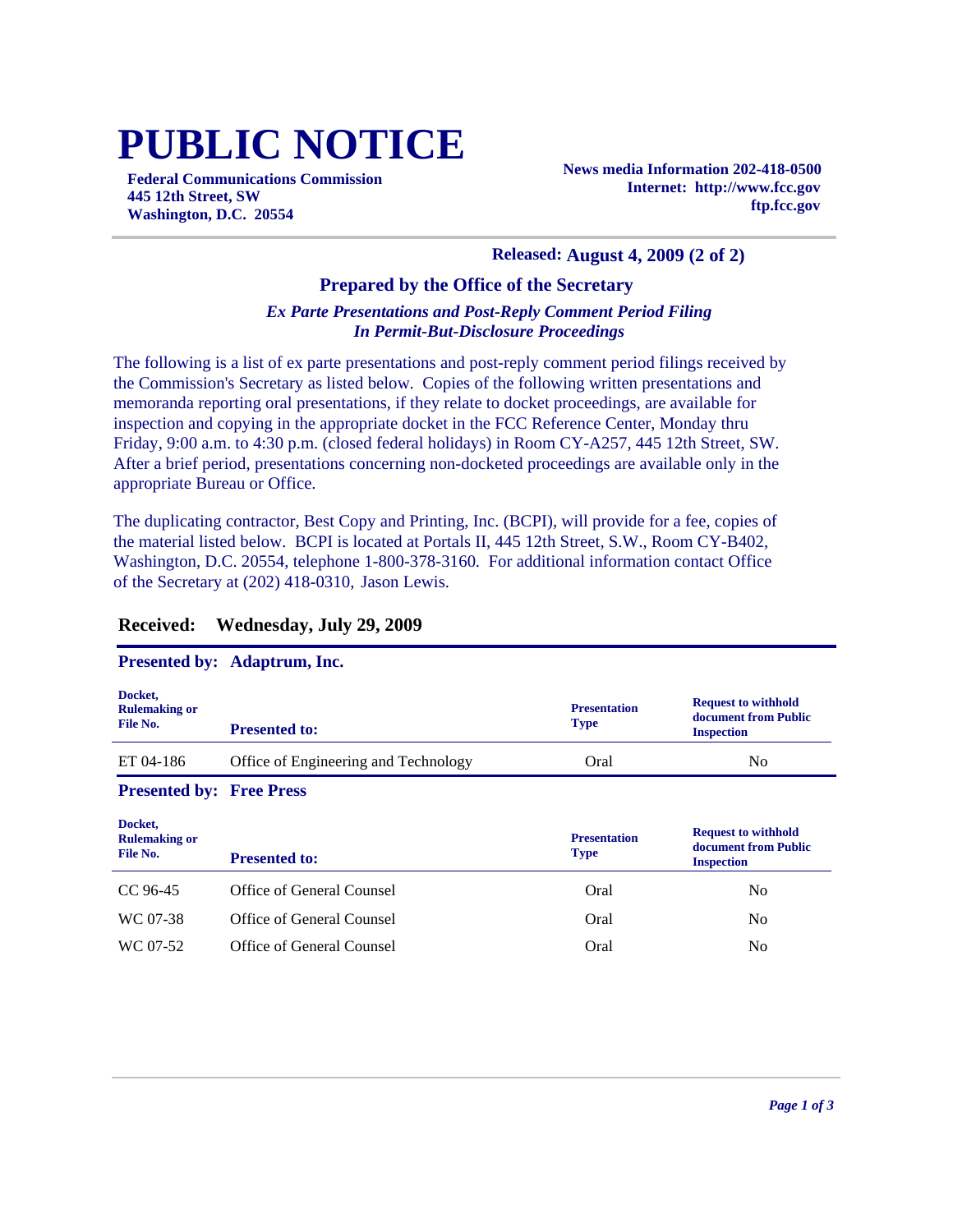# PUBLIC NOTICE

**Federal Communications Commission**
**445 12th Street, SW**
**Washington, D.C. 20554**

**News media Information 202-418-0500**
**Internet: http://www.fcc.gov**
**ftp.fcc.gov**

**Released: August 4, 2009 (2 of 2)**

### Prepared by the Office of the Secretary

***Ex Parte Presentations and Post-Reply Comment Period Filing In Permit-But-Disclosure Proceedings***

The following is a list of ex parte presentations and post-reply comment period filings received by the Commission's Secretary as listed below. Copies of the following written presentations and memoranda reporting oral presentations, if they relate to docket proceedings, are available for inspection and copying in the appropriate docket in the FCC Reference Center, Monday thru Friday, 9:00 a.m. to 4:30 p.m. (closed federal holidays) in Room CY-A257, 445 12th Street, SW. After a brief period, presentations concerning non-docketed proceedings are available only in the appropriate Bureau or Office.

The duplicating contractor, Best Copy and Printing, Inc. (BCPI), will provide for a fee, copies of the material listed below. BCPI is located at Portals II, 445 12th Street, S.W., Room CY-B402, Washington, D.C. 20554, telephone 1-800-378-3160. For additional information contact Office of the Secretary at (202) 418-0310, Jason Lewis.

## Received: Wednesday, July 29, 2009

**Presented by: Adaptrum, Inc.**

| Docket, Rulemaking or File No. | Presented to: | Presentation Type | Request to withhold document from Public Inspection |
|---|---|---|---|
| ET 04-186 | Office of Engineering and Technology | Oral | No |

**Presented by: Free Press**

| Docket, Rulemaking or File No. | Presented to: | Presentation Type | Request to withhold document from Public Inspection |
|---|---|---|---|
| CC 96-45 | Office of General Counsel | Oral | No |
| WC 07-38 | Office of General Counsel | Oral | No |
| WC 07-52 | Office of General Counsel | Oral | No |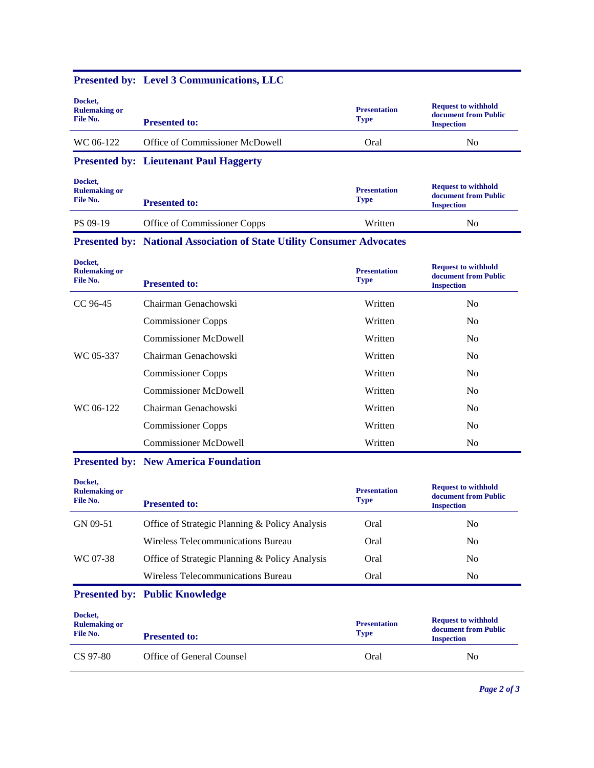**Presented by: Level 3 Communications, LLC**

| Docket, Rulemaking or File No. | Presented to: | Presentation Type | Request to withhold document from Public Inspection |
|---|---|---|---|
| WC 06-122 | Office of Commissioner McDowell | Oral | No |

**Presented by: Lieutenant Paul Haggerty**

| Docket, Rulemaking or File No. | Presented to: | Presentation Type | Request to withhold document from Public Inspection |
|---|---|---|---|
| PS 09-19 | Office of Commissioner Copps | Written | No |

**Presented by: National Association of State Utility Consumer Advocates**

| Docket, Rulemaking or File No. | Presented to: | Presentation Type | Request to withhold document from Public Inspection |
|---|---|---|---|
| CC 96-45 | Chairman Genachowski | Written | No |
| | Commissioner Copps | Written | No |
| | Commissioner McDowell | Written | No |
| WC 05-337 | Chairman Genachowski | Written | No |
| | Commissioner Copps | Written | No |
| | Commissioner McDowell | Written | No |
| WC 06-122 | Chairman Genachowski | Written | No |
| | Commissioner Copps | Written | No |
| | Commissioner McDowell | Written | No |

**Presented by: New America Foundation**

| Docket, Rulemaking or File No. | Presented to: | Presentation Type | Request to withhold document from Public Inspection |
|---|---|---|---|
| GN 09-51 | Office of Strategic Planning & Policy Analysis | Oral | No |
| | Wireless Telecommunications Bureau | Oral | No |
| WC 07-38 | Office of Strategic Planning & Policy Analysis | Oral | No |
| | Wireless Telecommunications Bureau | Oral | No |

**Presented by: Public Knowledge**

| Docket, Rulemaking or File No. | Presented to: | Presentation Type | Request to withhold document from Public Inspection |
|---|---|---|---|
| CS 97-80 | Office of General Counsel | Oral | No |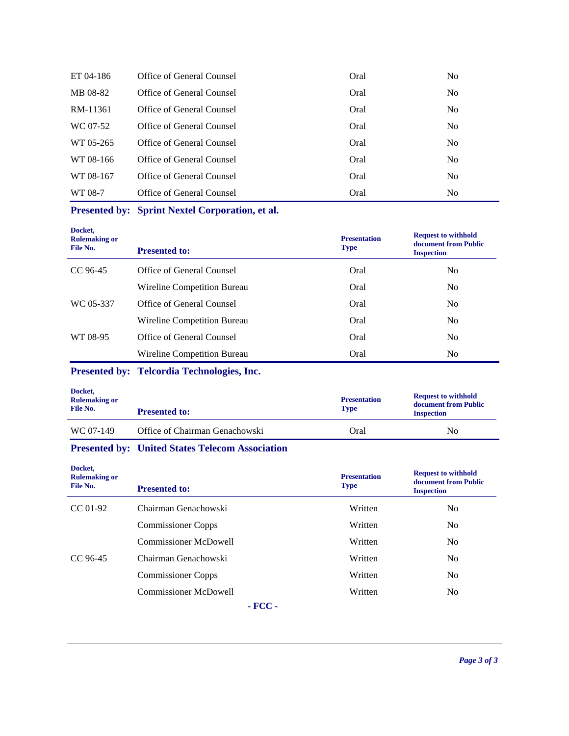| | | | |
|---|---|---|---|
| ET 04-186 | Office of General Counsel | Oral | No |
| MB 08-82 | Office of General Counsel | Oral | No |
| RM-11361 | Office of General Counsel | Oral | No |
| WC 07-52 | Office of General Counsel | Oral | No |
| WT 05-265 | Office of General Counsel | Oral | No |
| WT 08-166 | Office of General Counsel | Oral | No |
| WT 08-167 | Office of General Counsel | Oral | No |
| WT 08-7 | Office of General Counsel | Oral | No |

**Presented by: Sprint Nextel Corporation, et al.**

| Docket, Rulemaking or File No. | Presented to: | Presentation Type | Request to withhold document from Public Inspection |
|---|---|---|---|
| CC 96-45 | Office of General Counsel | Oral | No |
| | Wireline Competition Bureau | Oral | No |
| WC 05-337 | Office of General Counsel | Oral | No |
| | Wireline Competition Bureau | Oral | No |
| WT 08-95 | Office of General Counsel | Oral | No |
| | Wireline Competition Bureau | Oral | No |

**Presented by: Telcordia Technologies, Inc.**

| Docket, Rulemaking or File No. | Presented to: | Presentation Type | Request to withhold document from Public Inspection |
|---|---|---|---|
| WC 07-149 | Office of Chairman Genachowski | Oral | No |

**Presented by: United States Telecom Association**

| Docket, Rulemaking or File No. | Presented to: | Presentation Type | Request to withhold document from Public Inspection |
|---|---|---|---|
| CC 01-92 | Chairman Genachowski | Written | No |
| | Commissioner Copps | Written | No |
| | Commissioner McDowell | Written | No |
| CC 96-45 | Chairman Genachowski | Written | No |
| | Commissioner Copps | Written | No |
| | Commissioner McDowell | Written | No |

**- FCC -**